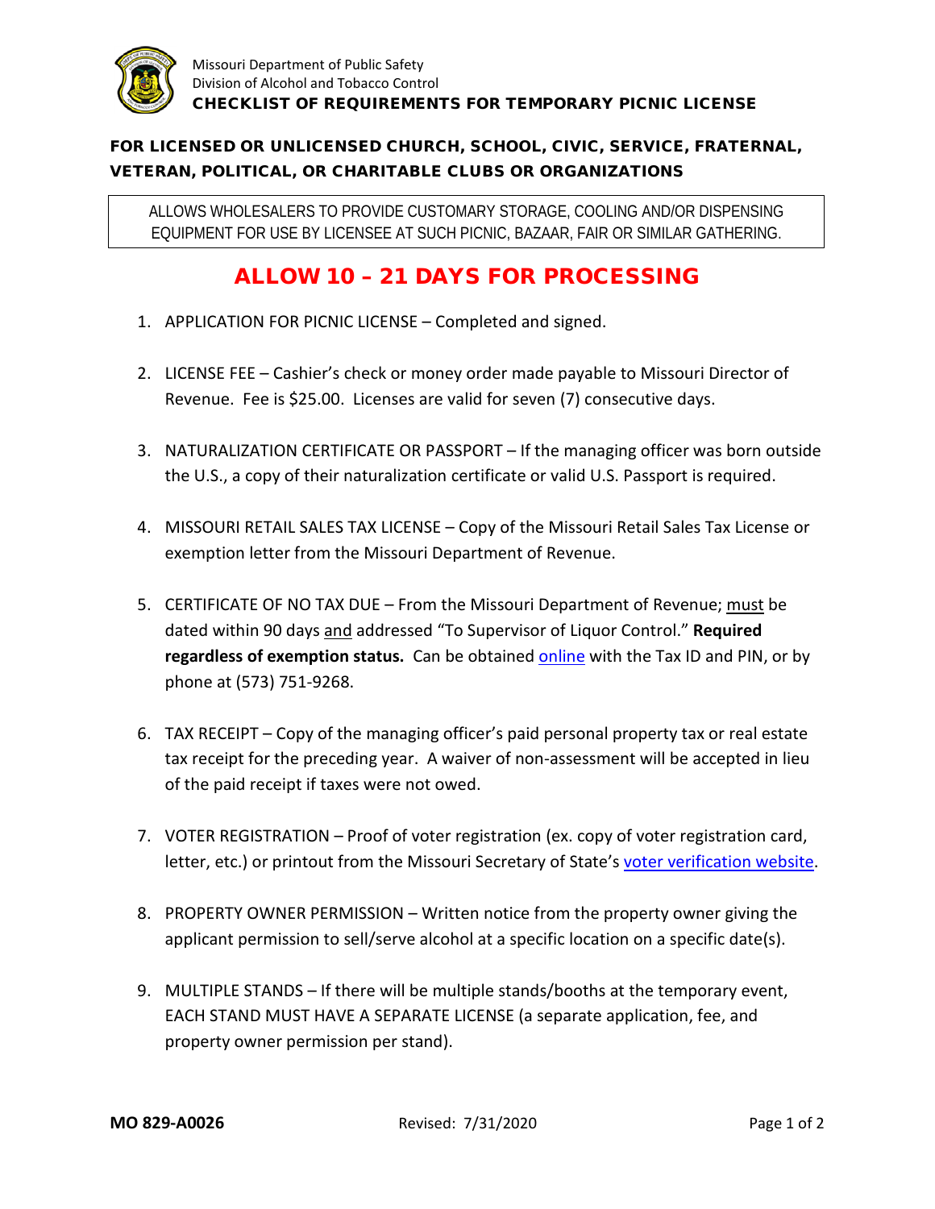Missouri Department of Public Safety
Division of Alcohol and Tobacco Control

# CHECKLIST OF REQUIREMENTS FOR TEMPORARY PICNIC LICENSE

## FOR LICENSED OR UNLICENSED CHURCH, SCHOOL, CIVIC, SERVICE, FRATERNAL, VETERAN, POLITICAL, OR CHARITABLE CLUBS OR ORGANIZATIONS

ALLOWS WHOLESALERS TO PROVIDE CUSTOMARY STORAGE, COOLING AND/OR DISPENSING EQUIPMENT FOR USE BY LICENSEE AT SUCH PICNIC, BAZAAR, FAIR OR SIMILAR GATHERING.

## ALLOW 10 – 21 DAYS FOR PROCESSING

1. APPLICATION FOR PICNIC LICENSE – Completed and signed.

2. LICENSE FEE – Cashier's check or money order made payable to Missouri Director of Revenue. Fee is $25.00. Licenses are valid for seven (7) consecutive days.

3. NATURALIZATION CERTIFICATE OR PASSPORT – If the managing officer was born outside the U.S., a copy of their naturalization certificate or valid U.S. Passport is required.

4. MISSOURI RETAIL SALES TAX LICENSE – Copy of the Missouri Retail Sales Tax License or exemption letter from the Missouri Department of Revenue.

5. CERTIFICATE OF NO TAX DUE – From the Missouri Department of Revenue; must be dated within 90 days and addressed "To Supervisor of Liquor Control." **Required regardless of exemption status.** Can be obtained online with the Tax ID and PIN, or by phone at (573) 751-9268.

6. TAX RECEIPT – Copy of the managing officer's paid personal property tax or real estate tax receipt for the preceding year. A waiver of non-assessment will be accepted in lieu of the paid receipt if taxes were not owed.

7. VOTER REGISTRATION – Proof of voter registration (ex. copy of voter registration card, letter, etc.) or printout from the Missouri Secretary of State's voter verification website.

8. PROPERTY OWNER PERMISSION – Written notice from the property owner giving the applicant permission to sell/serve alcohol at a specific location on a specific date(s).

9. MULTIPLE STANDS – If there will be multiple stands/booths at the temporary event, EACH STAND MUST HAVE A SEPARATE LICENSE (a separate application, fee, and property owner permission per stand).

**MO 829-A0026** Revised: 7/31/2020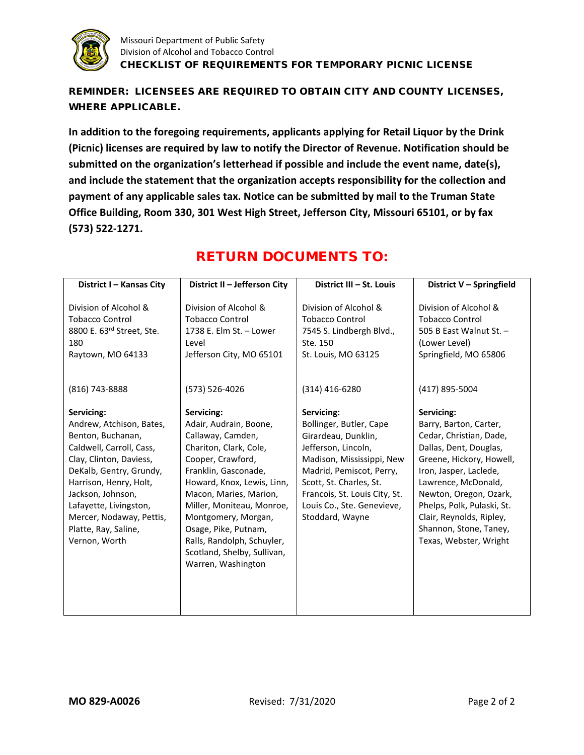Missouri Department of Public Safety
Division of Alcohol and Tobacco Control

# CHECKLIST OF REQUIREMENTS FOR TEMPORARY PICNIC LICENSE

**REMINDER: LICENSEES ARE REQUIRED TO OBTAIN CITY AND COUNTY LICENSES, WHERE APPLICABLE.**

**In addition to the foregoing requirements, applicants applying for Retail Liquor by the Drink (Picnic) licenses are required by law to notify the Director of Revenue. Notification should be submitted on the organization's letterhead if possible and include the event name, date(s), and include the statement that the organization accepts responsibility for the collection and payment of any applicable sales tax. Notice can be submitted by mail to the Truman State Office Building, Room 330, 301 West High Street, Jefferson City, Missouri 65101, or by fax (573) 522-1271.**

## RETURN DOCUMENTS TO:

| District I – Kansas City | District II – Jefferson City | District III – St. Louis | District V – Springfield |
|---|---|---|---|
| Division of Alcohol & Tobacco Control<br>8800 E. 63rd Street, Ste. 180<br>Raytown, MO 64133 | Division of Alcohol & Tobacco Control<br>1738 E. Elm St. – Lower Level<br>Jefferson City, MO 65101 | Division of Alcohol & Tobacco Control<br>7545 S. Lindbergh Blvd., Ste. 150<br>St. Louis, MO 63125 | Division of Alcohol & Tobacco Control<br>505 B East Walnut St. – (Lower Level)<br>Springfield, MO 65806 |
| (816) 743-8888 | (573) 526-4026 | (314) 416-6280 | (417) 895-5004 |
| **Servicing:**<br>Andrew, Atchison, Bates, Benton, Buchanan, Caldwell, Carroll, Cass, Clay, Clinton, Daviess, DeKalb, Gentry, Grundy, Harrison, Henry, Holt, Jackson, Johnson, Lafayette, Livingston, Mercer, Nodaway, Pettis, Platte, Ray, Saline, Vernon, Worth | **Servicing:**<br>Adair, Audrain, Boone, Callaway, Camden, Chariton, Clark, Cole, Cooper, Crawford, Franklin, Gasconade, Howard, Knox, Lewis, Linn, Macon, Maries, Marion, Miller, Moniteau, Monroe, Montgomery, Morgan, Osage, Pike, Putnam, Ralls, Randolph, Schuyler, Scotland, Shelby, Sullivan, Warren, Washington | **Servicing:**<br>Bollinger, Butler, Cape Girardeau, Dunklin, Jefferson, Lincoln, Madison, Mississippi, New Madrid, Pemiscot, Perry, Scott, St. Charles, St. Francois, St. Louis City, St. Louis Co., Ste. Genevieve, Stoddard, Wayne | **Servicing:**<br>Barry, Barton, Carter, Cedar, Christian, Dade, Dallas, Dent, Douglas, Greene, Hickory, Howell, Iron, Jasper, Laclede, Lawrence, McDonald, Newton, Oregon, Ozark, Phelps, Polk, Pulaski, St. Clair, Reynolds, Ripley, Shannon, Stone, Taney, Texas, Webster, Wright |

**MO 829-A0026** Revised: 7/31/2020